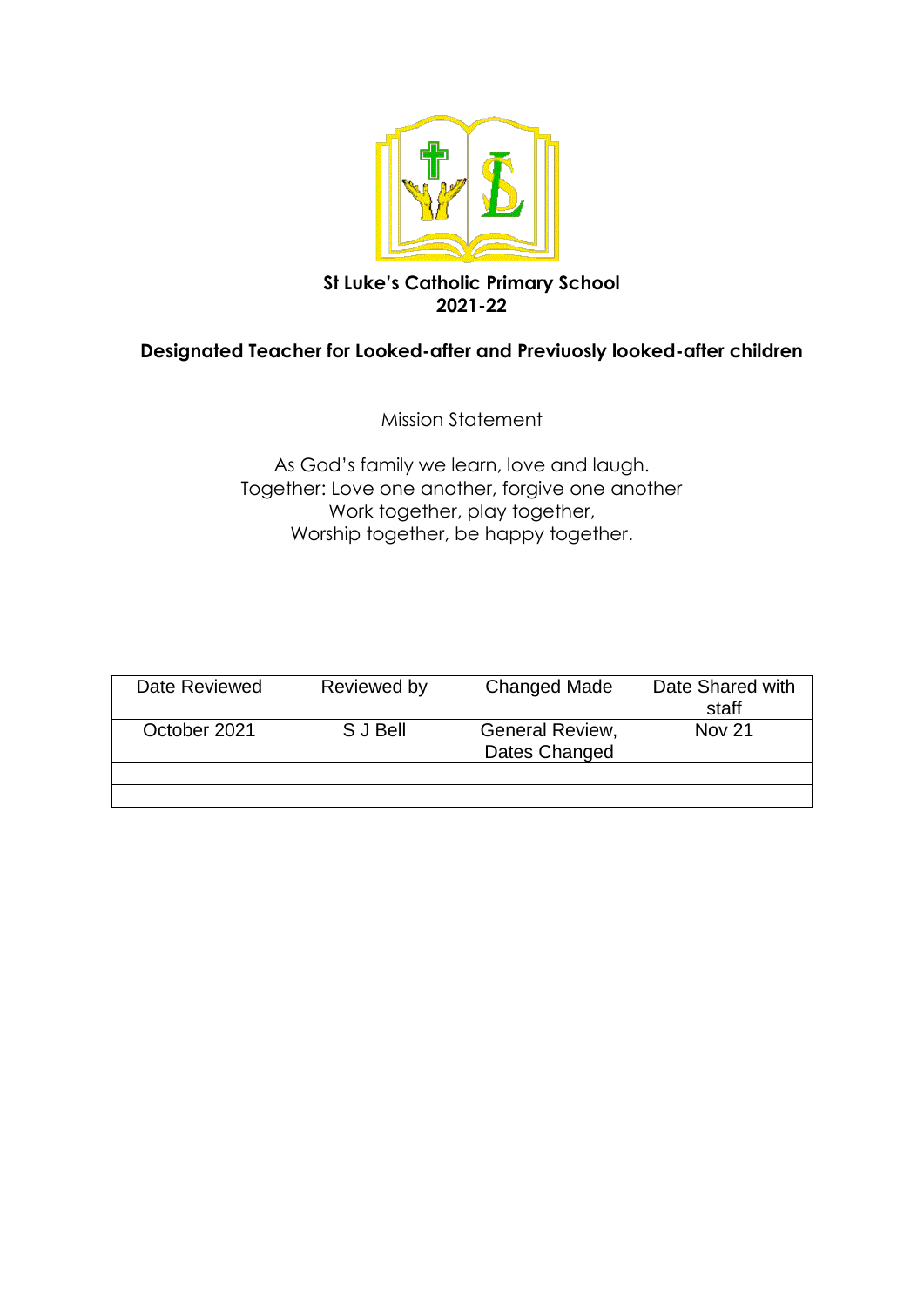**St Luke's Catholic Primary School**
**2021-22**

# Designated Teacher for Looked-after and Previuosly looked-after children

Mission Statement

As God's family we learn, love and laugh.
Together: Love one another, forgive one another
Work together, play together,
Worship together, be happy together.

| Date Reviewed | Reviewed by | Changed Made | Date Shared with staff |
|---|---|---|---|
| October 2021 | S J Bell | General Review, Dates Changed | Nov 21 |
| | | | |
| | | | |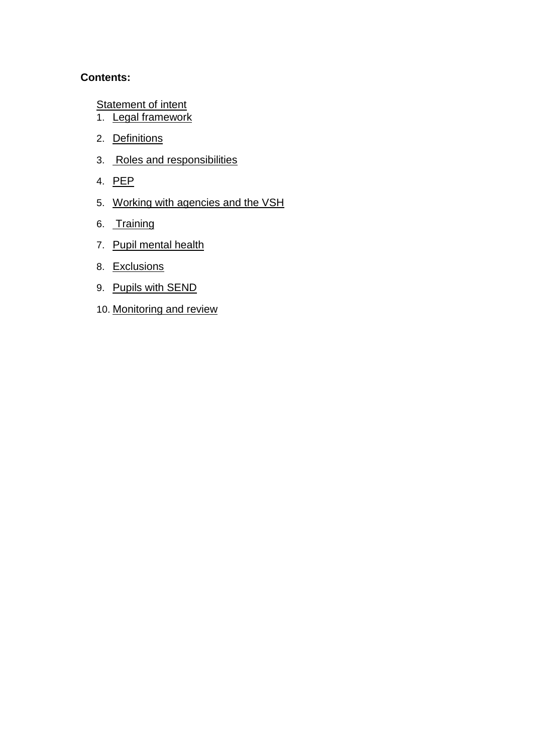**Contents:**

Statement of intent

1. Legal framework
2. Definitions
3. Roles and responsibilities
4. PEP
5. Working with agencies and the VSH
6. Training
7. Pupil mental health
8. Exclusions
9. Pupils with SEND
10. Monitoring and review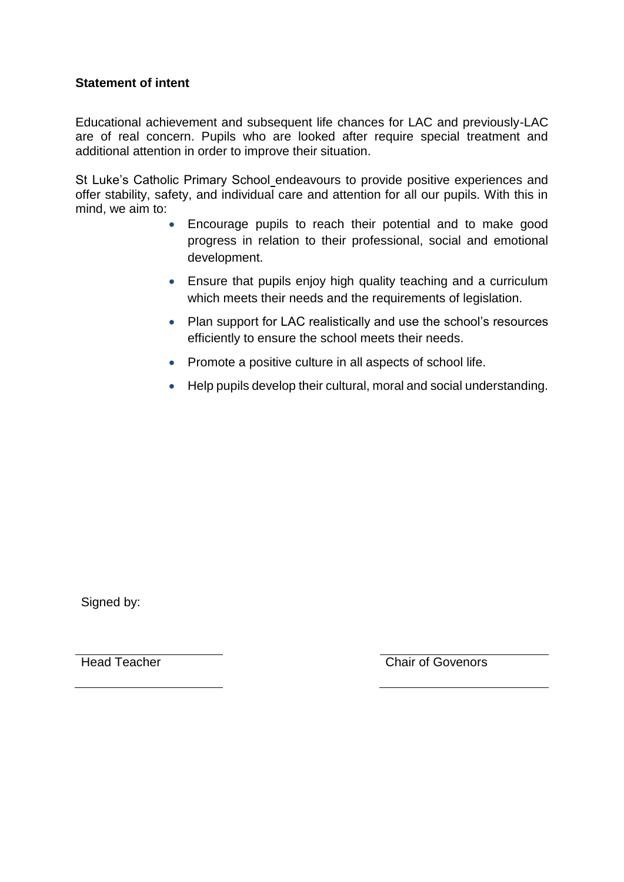**Statement of intent**

Educational achievement and subsequent life chances for LAC and previously-LAC are of real concern. Pupils who are looked after require special treatment and additional attention in order to improve their situation.

St Luke's Catholic Primary School endeavours to provide positive experiences and offer stability, safety, and individual care and attention for all our pupils. With this in mind, we aim to:

- Encourage pupils to reach their potential and to make good progress in relation to their professional, social and emotional development.
- Ensure that pupils enjoy high quality teaching and a curriculum which meets their needs and the requirements of legislation.
- Plan support for LAC realistically and use the school's resources efficiently to ensure the school meets their needs.
- Promote a positive culture in all aspects of school life.
- Help pupils develop their cultural, moral and social understanding.

Signed by:

| Head Teacher | Chair of Govenors |
|---|---|
| | |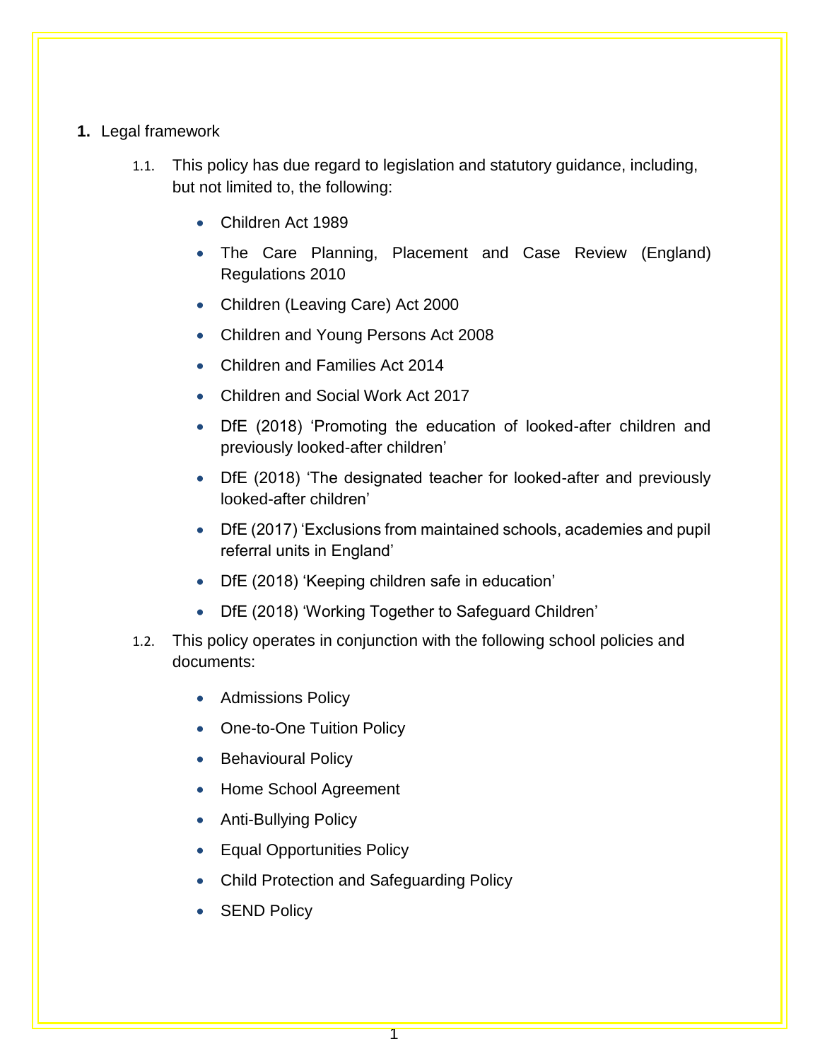## 1. Legal framework

1.1. This policy has due regard to legislation and statutory guidance, including, but not limited to, the following:

- Children Act 1989
- The Care Planning, Placement and Case Review (England) Regulations 2010
- Children (Leaving Care) Act 2000
- Children and Young Persons Act 2008
- Children and Families Act 2014
- Children and Social Work Act 2017
- DfE (2018) 'Promoting the education of looked-after children and previously looked-after children'
- DfE (2018) 'The designated teacher for looked-after and previously looked-after children'
- DfE (2017) 'Exclusions from maintained schools, academies and pupil referral units in England'
- DfE (2018) 'Keeping children safe in education'
- DfE (2018) 'Working Together to Safeguard Children'

1.2. This policy operates in conjunction with the following school policies and documents:

- Admissions Policy
- One-to-One Tuition Policy
- Behavioural Policy
- Home School Agreement
- Anti-Bullying Policy
- Equal Opportunities Policy
- Child Protection and Safeguarding Policy
- SEND Policy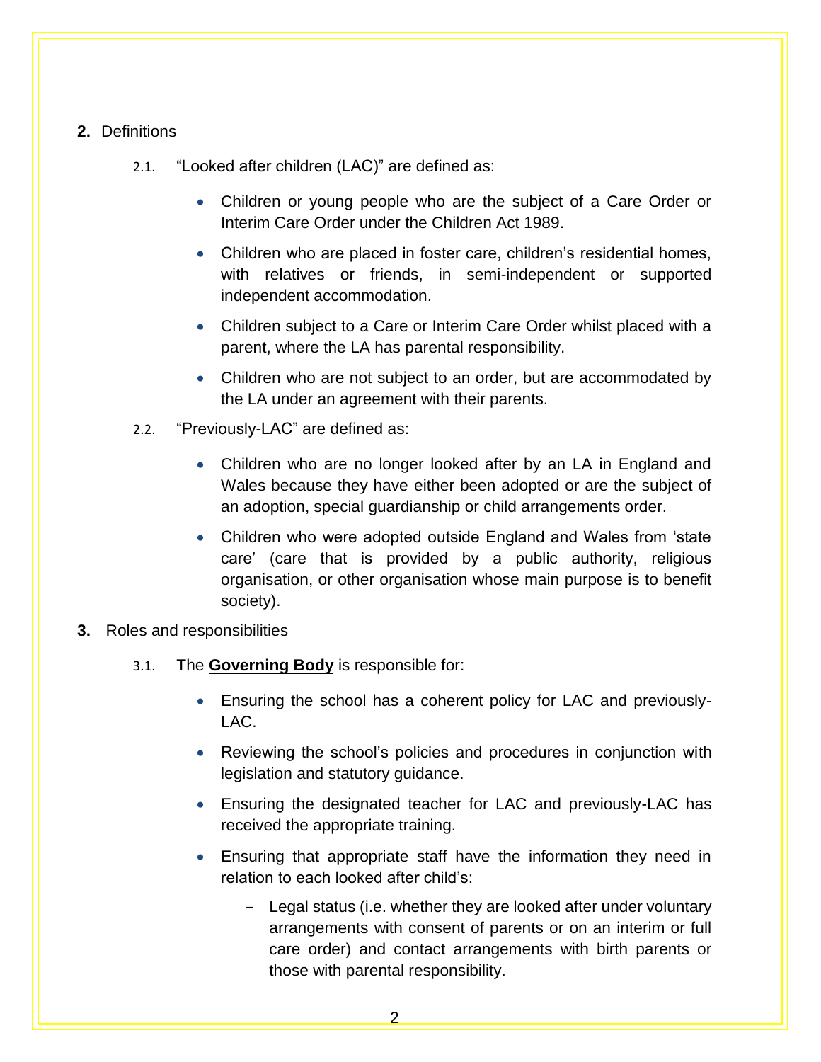**2.** Definitions

2.1. "Looked after children (LAC)" are defined as:

- Children or young people who are the subject of a Care Order or Interim Care Order under the Children Act 1989.
- Children who are placed in foster care, children's residential homes, with relatives or friends, in semi-independent or supported independent accommodation.
- Children subject to a Care or Interim Care Order whilst placed with a parent, where the LA has parental responsibility.
- Children who are not subject to an order, but are accommodated by the LA under an agreement with their parents.

2.2. "Previously-LAC" are defined as:

- Children who are no longer looked after by an LA in England and Wales because they have either been adopted or are the subject of an adoption, special guardianship or child arrangements order.
- Children who were adopted outside England and Wales from 'state care' (care that is provided by a public authority, religious organisation, or other organisation whose main purpose is to benefit society).

**3.** Roles and responsibilities

3.1. The **Governing Body** is responsible for:

- Ensuring the school has a coherent policy for LAC and previously-LAC.
- Reviewing the school's policies and procedures in conjunction with legislation and statutory guidance.
- Ensuring the designated teacher for LAC and previously-LAC has received the appropriate training.
- Ensuring that appropriate staff have the information they need in relation to each looked after child's:
  - Legal status (i.e. whether they are looked after under voluntary arrangements with consent of parents or on an interim or full care order) and contact arrangements with birth parents or those with parental responsibility.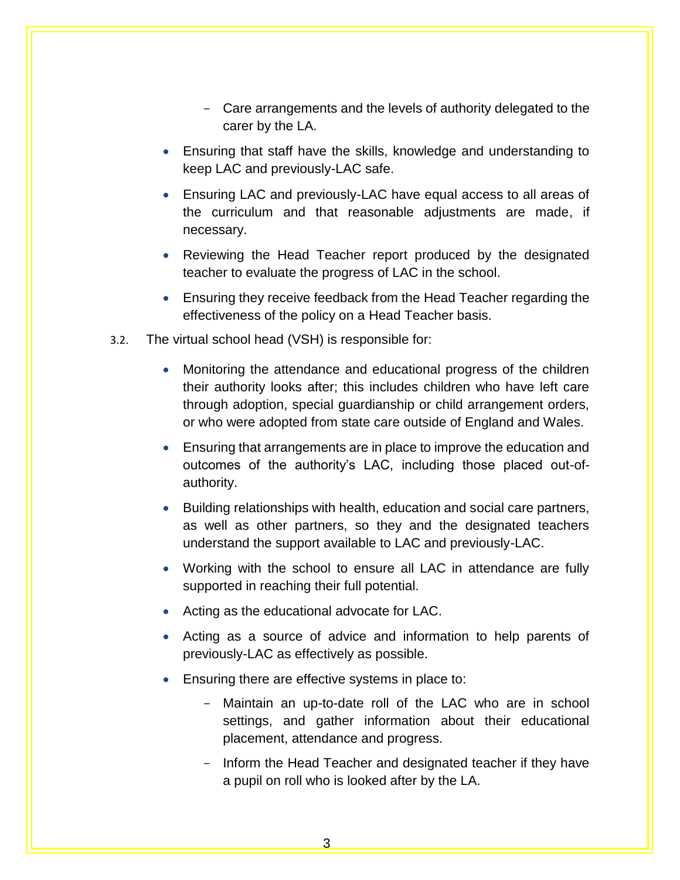- Care arrangements and the levels of authority delegated to the carer by the LA.

- Ensuring that staff have the skills, knowledge and understanding to keep LAC and previously-LAC safe.
- Ensuring LAC and previously-LAC have equal access to all areas of the curriculum and that reasonable adjustments are made, if necessary.
- Reviewing the Head Teacher report produced by the designated teacher to evaluate the progress of LAC in the school.
- Ensuring they receive feedback from the Head Teacher regarding the effectiveness of the policy on a Head Teacher basis.

3.2. The virtual school head (VSH) is responsible for:

- Monitoring the attendance and educational progress of the children their authority looks after; this includes children who have left care through adoption, special guardianship or child arrangement orders, or who were adopted from state care outside of England and Wales.
- Ensuring that arrangements are in place to improve the education and outcomes of the authority's LAC, including those placed out-of-authority.
- Building relationships with health, education and social care partners, as well as other partners, so they and the designated teachers understand the support available to LAC and previously-LAC.
- Working with the school to ensure all LAC in attendance are fully supported in reaching their full potential.
- Acting as the educational advocate for LAC.
- Acting as a source of advice and information to help parents of previously-LAC as effectively as possible.
- Ensuring there are effective systems in place to:
    - Maintain an up-to-date roll of the LAC who are in school settings, and gather information about their educational placement, attendance and progress.
    - Inform the Head Teacher and designated teacher if they have a pupil on roll who is looked after by the LA.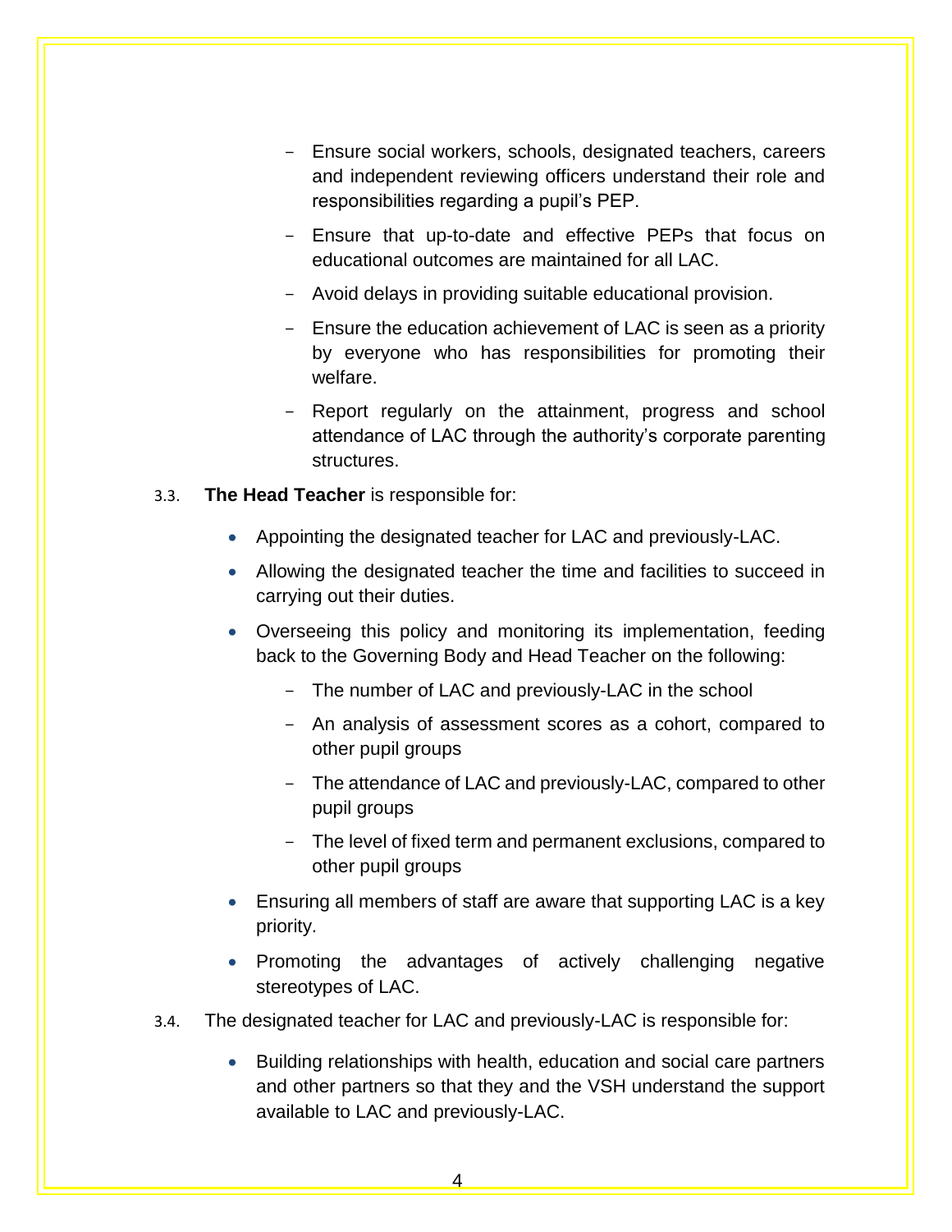- Ensure social workers, schools, designated teachers, careers and independent reviewing officers understand their role and responsibilities regarding a pupil's PEP.
  - Ensure that up-to-date and effective PEPs that focus on educational outcomes are maintained for all LAC.
  - Avoid delays in providing suitable educational provision.
  - Ensure the education achievement of LAC is seen as a priority by everyone who has responsibilities for promoting their welfare.
  - Report regularly on the attainment, progress and school attendance of LAC through the authority's corporate parenting structures.

3.3. **The Head Teacher** is responsible for:

- Appointing the designated teacher for LAC and previously-LAC.
- Allowing the designated teacher the time and facilities to succeed in carrying out their duties.
- Overseeing this policy and monitoring its implementation, feeding back to the Governing Body and Head Teacher on the following:
  - The number of LAC and previously-LAC in the school
  - An analysis of assessment scores as a cohort, compared to other pupil groups
  - The attendance of LAC and previously-LAC, compared to other pupil groups
  - The level of fixed term and permanent exclusions, compared to other pupil groups
- Ensuring all members of staff are aware that supporting LAC is a key priority.
- Promoting the advantages of actively challenging negative stereotypes of LAC.

3.4. The designated teacher for LAC and previously-LAC is responsible for:

- Building relationships with health, education and social care partners and other partners so that they and the VSH understand the support available to LAC and previously-LAC.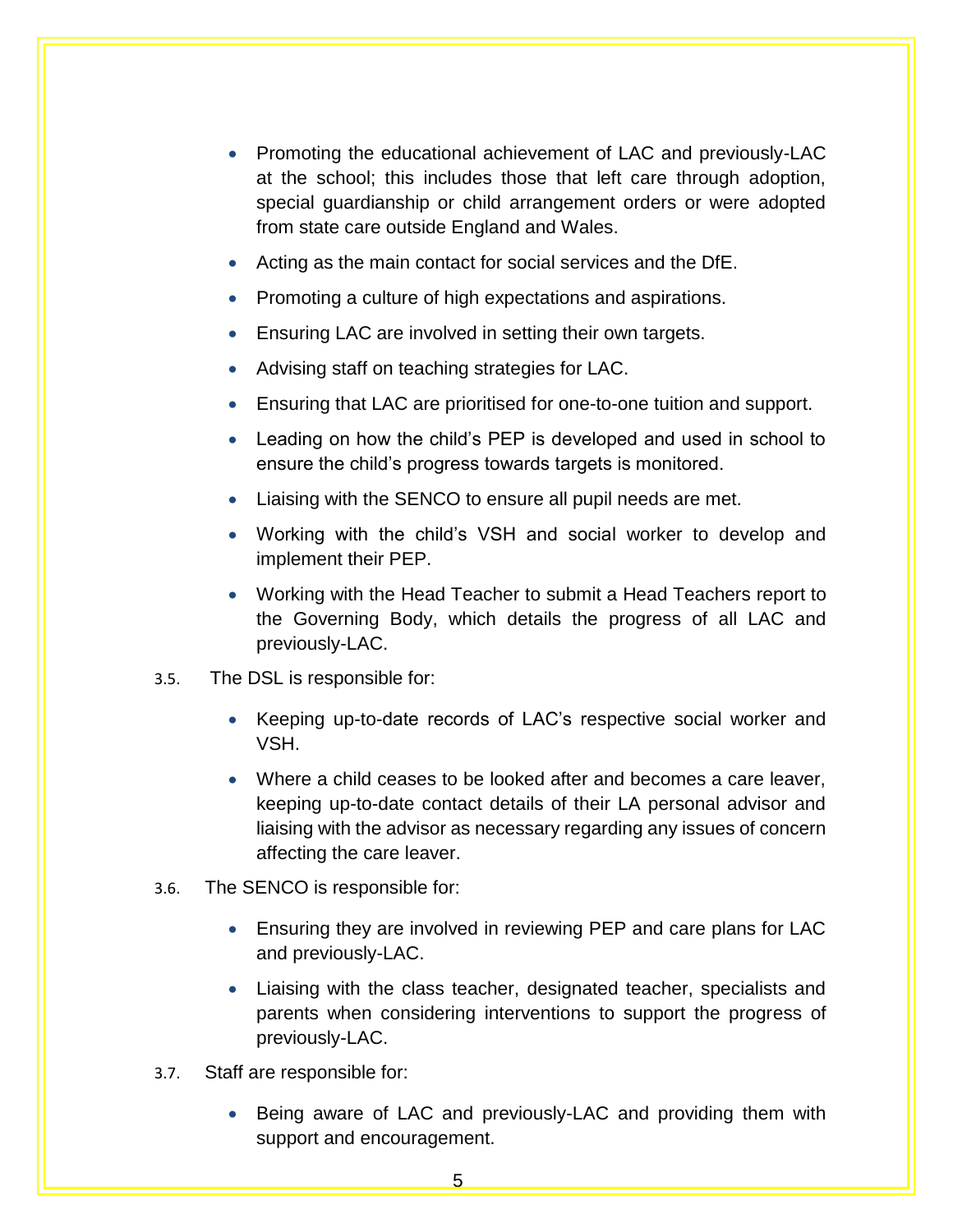- Promoting the educational achievement of LAC and previously-LAC at the school; this includes those that left care through adoption, special guardianship or child arrangement orders or were adopted from state care outside England and Wales.
- Acting as the main contact for social services and the DfE.
- Promoting a culture of high expectations and aspirations.
- Ensuring LAC are involved in setting their own targets.
- Advising staff on teaching strategies for LAC.
- Ensuring that LAC are prioritised for one-to-one tuition and support.
- Leading on how the child's PEP is developed and used in school to ensure the child's progress towards targets is monitored.
- Liaising with the SENCO to ensure all pupil needs are met.
- Working with the child's VSH and social worker to develop and implement their PEP.
- Working with the Head Teacher to submit a Head Teachers report to the Governing Body, which details the progress of all LAC and previously-LAC.

3.5. The DSL is responsible for:

- Keeping up-to-date records of LAC's respective social worker and VSH.
- Where a child ceases to be looked after and becomes a care leaver, keeping up-to-date contact details of their LA personal advisor and liaising with the advisor as necessary regarding any issues of concern affecting the care leaver.

3.6. The SENCO is responsible for:

- Ensuring they are involved in reviewing PEP and care plans for LAC and previously-LAC.
- Liaising with the class teacher, designated teacher, specialists and parents when considering interventions to support the progress of previously-LAC.

3.7. Staff are responsible for:

- Being aware of LAC and previously-LAC and providing them with support and encouragement.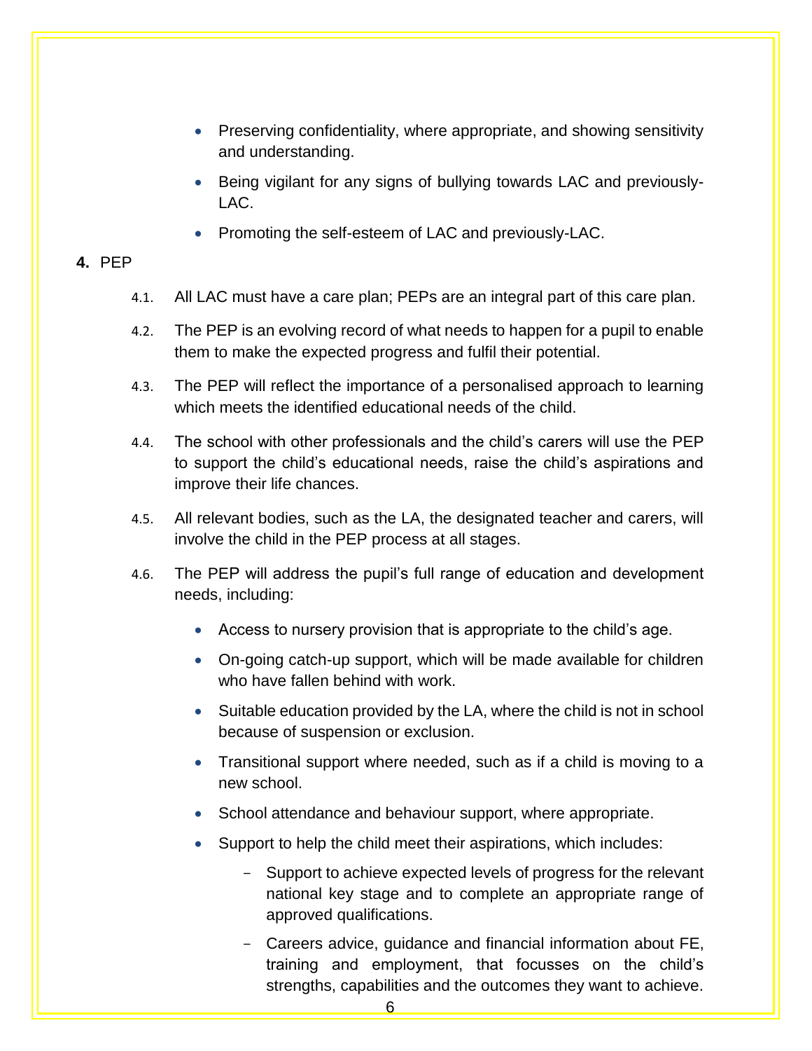- Preserving confidentiality, where appropriate, and showing sensitivity and understanding.
- Being vigilant for any signs of bullying towards LAC and previously-LAC.
- Promoting the self-esteem of LAC and previously-LAC.

**4.** PEP

4.1. All LAC must have a care plan; PEPs are an integral part of this care plan.

4.2. The PEP is an evolving record of what needs to happen for a pupil to enable them to make the expected progress and fulfil their potential.

4.3. The PEP will reflect the importance of a personalised approach to learning which meets the identified educational needs of the child.

4.4. The school with other professionals and the child's carers will use the PEP to support the child's educational needs, raise the child's aspirations and improve their life chances.

4.5. All relevant bodies, such as the LA, the designated teacher and carers, will involve the child in the PEP process at all stages.

4.6. The PEP will address the pupil's full range of education and development needs, including:

- Access to nursery provision that is appropriate to the child's age.
- On-going catch-up support, which will be made available for children who have fallen behind with work.
- Suitable education provided by the LA, where the child is not in school because of suspension or exclusion.
- Transitional support where needed, such as if a child is moving to a new school.
- School attendance and behaviour support, where appropriate.
- Support to help the child meet their aspirations, which includes:
  - Support to achieve expected levels of progress for the relevant national key stage and to complete an appropriate range of approved qualifications.
  - Careers advice, guidance and financial information about FE, training and employment, that focusses on the child's strengths, capabilities and the outcomes they want to achieve.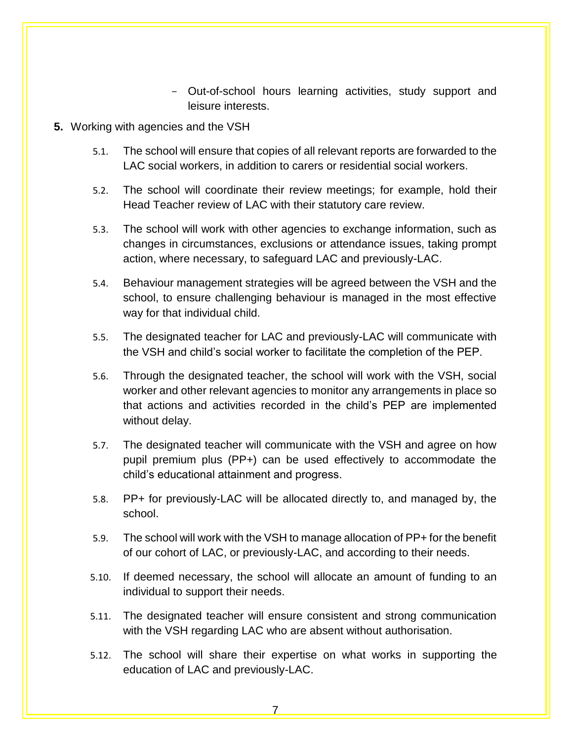- Out-of-school hours learning activities, study support and leisure interests.

**5.** Working with agencies and the VSH

5.1. The school will ensure that copies of all relevant reports are forwarded to the LAC social workers, in addition to carers or residential social workers.

5.2. The school will coordinate their review meetings; for example, hold their Head Teacher review of LAC with their statutory care review.

5.3. The school will work with other agencies to exchange information, such as changes in circumstances, exclusions or attendance issues, taking prompt action, where necessary, to safeguard LAC and previously-LAC.

5.4. Behaviour management strategies will be agreed between the VSH and the school, to ensure challenging behaviour is managed in the most effective way for that individual child.

5.5. The designated teacher for LAC and previously-LAC will communicate with the VSH and child's social worker to facilitate the completion of the PEP.

5.6. Through the designated teacher, the school will work with the VSH, social worker and other relevant agencies to monitor any arrangements in place so that actions and activities recorded in the child's PEP are implemented without delay.

5.7. The designated teacher will communicate with the VSH and agree on how pupil premium plus (PP+) can be used effectively to accommodate the child's educational attainment and progress.

5.8. PP+ for previously-LAC will be allocated directly to, and managed by, the school.

5.9. The school will work with the VSH to manage allocation of PP+ for the benefit of our cohort of LAC, or previously-LAC, and according to their needs.

5.10. If deemed necessary, the school will allocate an amount of funding to an individual to support their needs.

5.11. The designated teacher will ensure consistent and strong communication with the VSH regarding LAC who are absent without authorisation.

5.12. The school will share their expertise on what works in supporting the education of LAC and previously-LAC.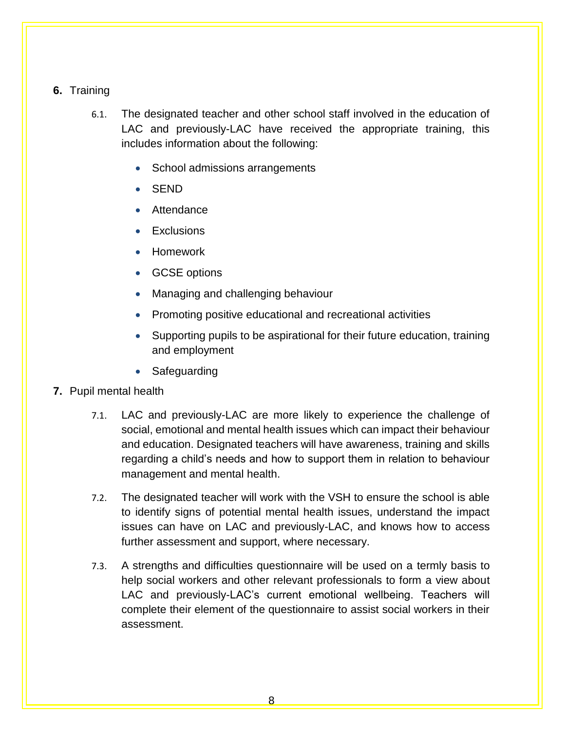## 6. Training

6.1. The designated teacher and other school staff involved in the education of LAC and previously-LAC have received the appropriate training, this includes information about the following:

- School admissions arrangements
- SEND
- Attendance
- Exclusions
- Homework
- GCSE options
- Managing and challenging behaviour
- Promoting positive educational and recreational activities
- Supporting pupils to be aspirational for their future education, training and employment
- Safeguarding

## 7. Pupil mental health

7.1. LAC and previously-LAC are more likely to experience the challenge of social, emotional and mental health issues which can impact their behaviour and education. Designated teachers will have awareness, training and skills regarding a child's needs and how to support them in relation to behaviour management and mental health.

7.2. The designated teacher will work with the VSH to ensure the school is able to identify signs of potential mental health issues, understand the impact issues can have on LAC and previously-LAC, and knows how to access further assessment and support, where necessary.

7.3. A strengths and difficulties questionnaire will be used on a termly basis to help social workers and other relevant professionals to form a view about LAC and previously-LAC's current emotional wellbeing. Teachers will complete their element of the questionnaire to assist social workers in their assessment.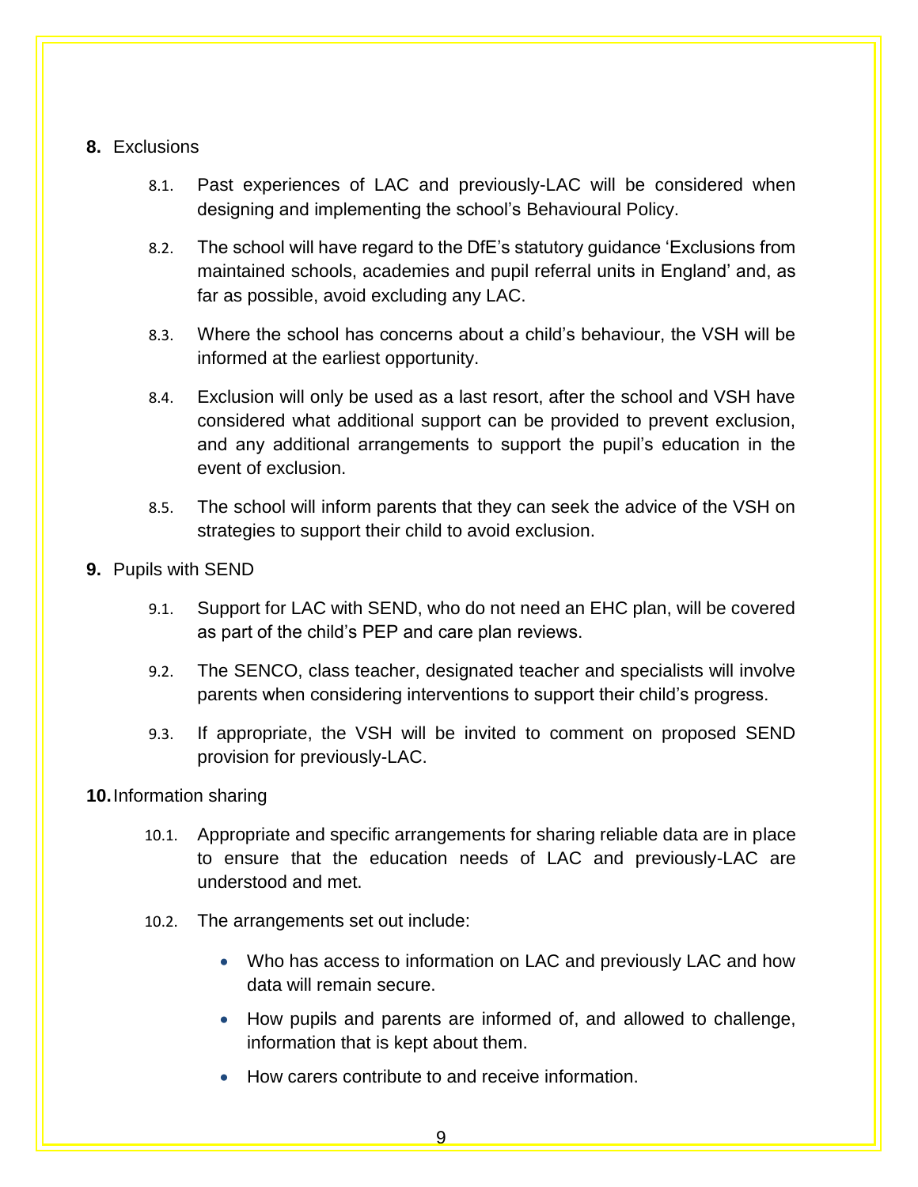## 8. Exclusions

8.1. Past experiences of LAC and previously-LAC will be considered when designing and implementing the school's Behavioural Policy.

8.2. The school will have regard to the DfE's statutory guidance 'Exclusions from maintained schools, academies and pupil referral units in England' and, as far as possible, avoid excluding any LAC.

8.3. Where the school has concerns about a child's behaviour, the VSH will be informed at the earliest opportunity.

8.4. Exclusion will only be used as a last resort, after the school and VSH have considered what additional support can be provided to prevent exclusion, and any additional arrangements to support the pupil's education in the event of exclusion.

8.5. The school will inform parents that they can seek the advice of the VSH on strategies to support their child to avoid exclusion.

## 9. Pupils with SEND

9.1. Support for LAC with SEND, who do not need an EHC plan, will be covered as part of the child's PEP and care plan reviews.

9.2. The SENCO, class teacher, designated teacher and specialists will involve parents when considering interventions to support their child's progress.

9.3. If appropriate, the VSH will be invited to comment on proposed SEND provision for previously-LAC.

## 10. Information sharing

10.1. Appropriate and specific arrangements for sharing reliable data are in place to ensure that the education needs of LAC and previously-LAC are understood and met.

10.2. The arrangements set out include:

- Who has access to information on LAC and previously LAC and how data will remain secure.
- How pupils and parents are informed of, and allowed to challenge, information that is kept about them.
- How carers contribute to and receive information.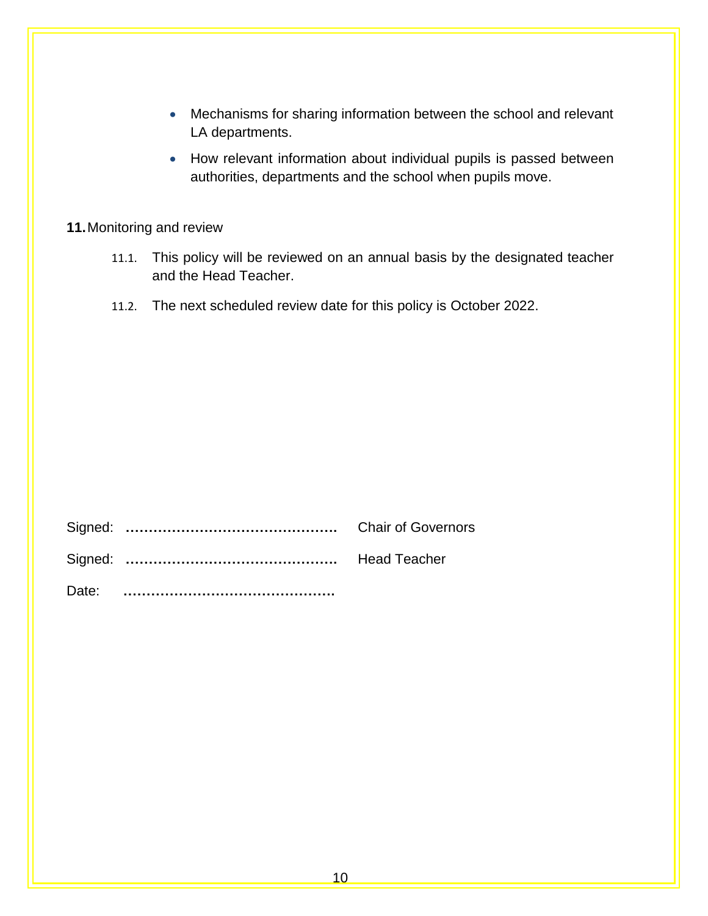- Mechanisms for sharing information between the school and relevant LA departments.
- How relevant information about individual pupils is passed between authorities, departments and the school when pupils move.

**11.** Monitoring and review

11.1. This policy will be reviewed on an annual basis by the designated teacher and the Head Teacher.

11.2. The next scheduled review date for this policy is October 2022.

Signed: ……………………………………… Chair of Governors

Signed: ……………………………………… Head Teacher

Date: ………………………………………